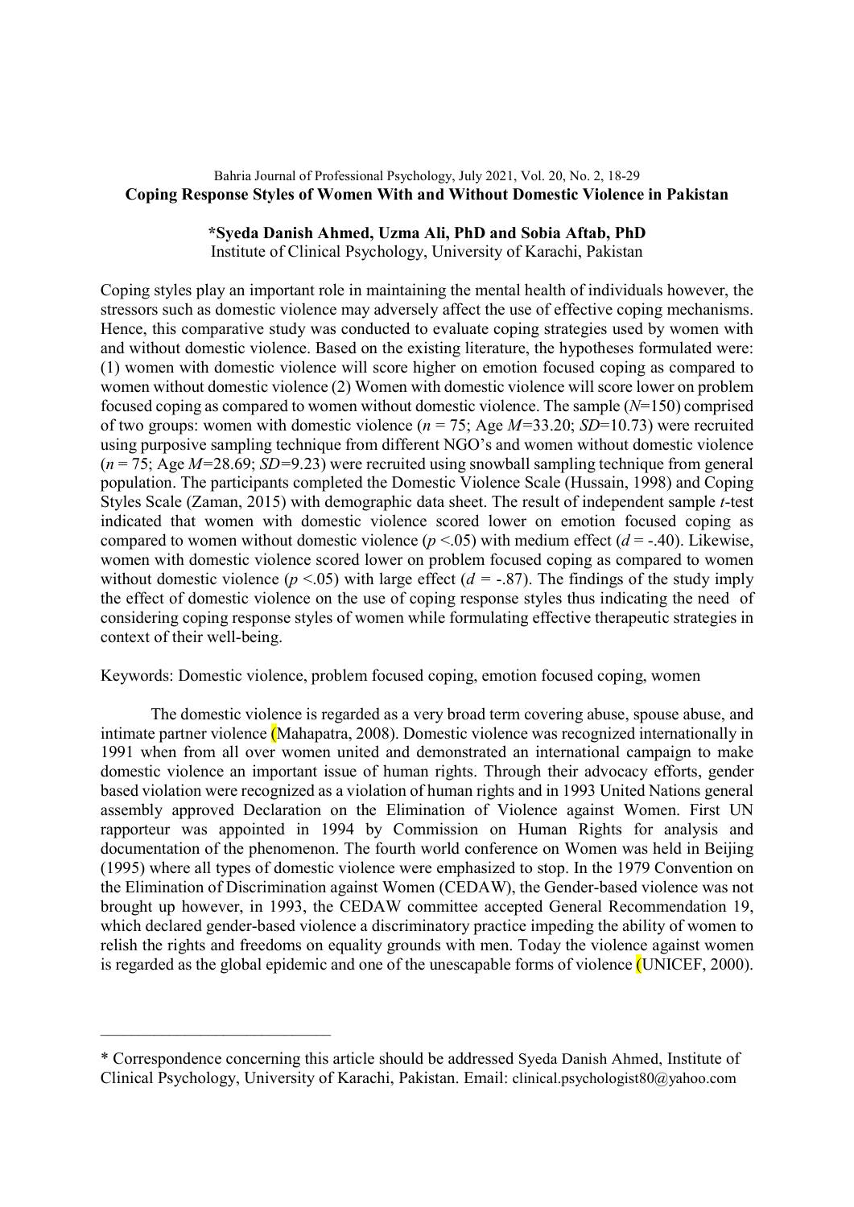Bahria Journal of Professional Psychology, July 2021, Vol. 20, No. 2, 18-29

# Coping Response Styles of Women With and Without Domestic Violence in Pakistan

**\*Syeda Danish Ahmed, Uzma Ali, PhD and Sobia Aftab, PhD**
Institute of Clinical Psychology, University of Karachi, Pakistan

Coping styles play an important role in maintaining the mental health of individuals however, the stressors such as domestic violence may adversely affect the use of effective coping mechanisms. Hence, this comparative study was conducted to evaluate coping strategies used by women with and without domestic violence. Based on the existing literature, the hypotheses formulated were: (1) women with domestic violence will score higher on emotion focused coping as compared to women without domestic violence (2) Women with domestic violence will score lower on problem focused coping as compared to women without domestic violence. The sample ($N$=150) comprised of two groups: women with domestic violence ($n$ = 75; Age $M$=33.20; $SD$=10.73) were recruited using purposive sampling technique from different NGO's and women without domestic violence ($n$ = 75; Age $M$=28.69; $SD$=9.23) were recruited using snowball sampling technique from general population. The participants completed the Domestic Violence Scale (Hussain, 1998) and Coping Styles Scale (Zaman, 2015) with demographic data sheet. The result of independent sample $t$-test indicated that women with domestic violence scored lower on emotion focused coping as compared to women without domestic violence ($p$ <.05) with medium effect ($d$ = -.40). Likewise, women with domestic violence scored lower on problem focused coping as compared to women without domestic violence ($p$ <.05) with large effect ($d$ = -.87). The findings of the study imply the effect of domestic violence on the use of coping response styles thus indicating the need of considering coping response styles of women while formulating effective therapeutic strategies in context of their well-being.

Keywords: Domestic violence, problem focused coping, emotion focused coping, women

The domestic violence is regarded as a very broad term covering abuse, spouse abuse, and intimate partner violence (Mahapatra, 2008). Domestic violence was recognized internationally in 1991 when from all over women united and demonstrated an international campaign to make domestic violence an important issue of human rights. Through their advocacy efforts, gender based violation were recognized as a violation of human rights and in 1993 United Nations general assembly approved Declaration on the Elimination of Violence against Women. First UN rapporteur was appointed in 1994 by Commission on Human Rights for analysis and documentation of the phenomenon. The fourth world conference on Women was held in Beijing (1995) where all types of domestic violence were emphasized to stop. In the 1979 Convention on the Elimination of Discrimination against Women (CEDAW), the Gender-based violence was not brought up however, in 1993, the CEDAW committee accepted General Recommendation 19, which declared gender-based violence a discriminatory practice impeding the ability of women to relish the rights and freedoms on equality grounds with men. Today the violence against women is regarded as the global epidemic and one of the unescapable forms of violence (UNICEF, 2000).

\* Correspondence concerning this article should be addressed Syeda Danish Ahmed, Institute of Clinical Psychology, University of Karachi, Pakistan. Email: clinical.psychologist80@yahoo.com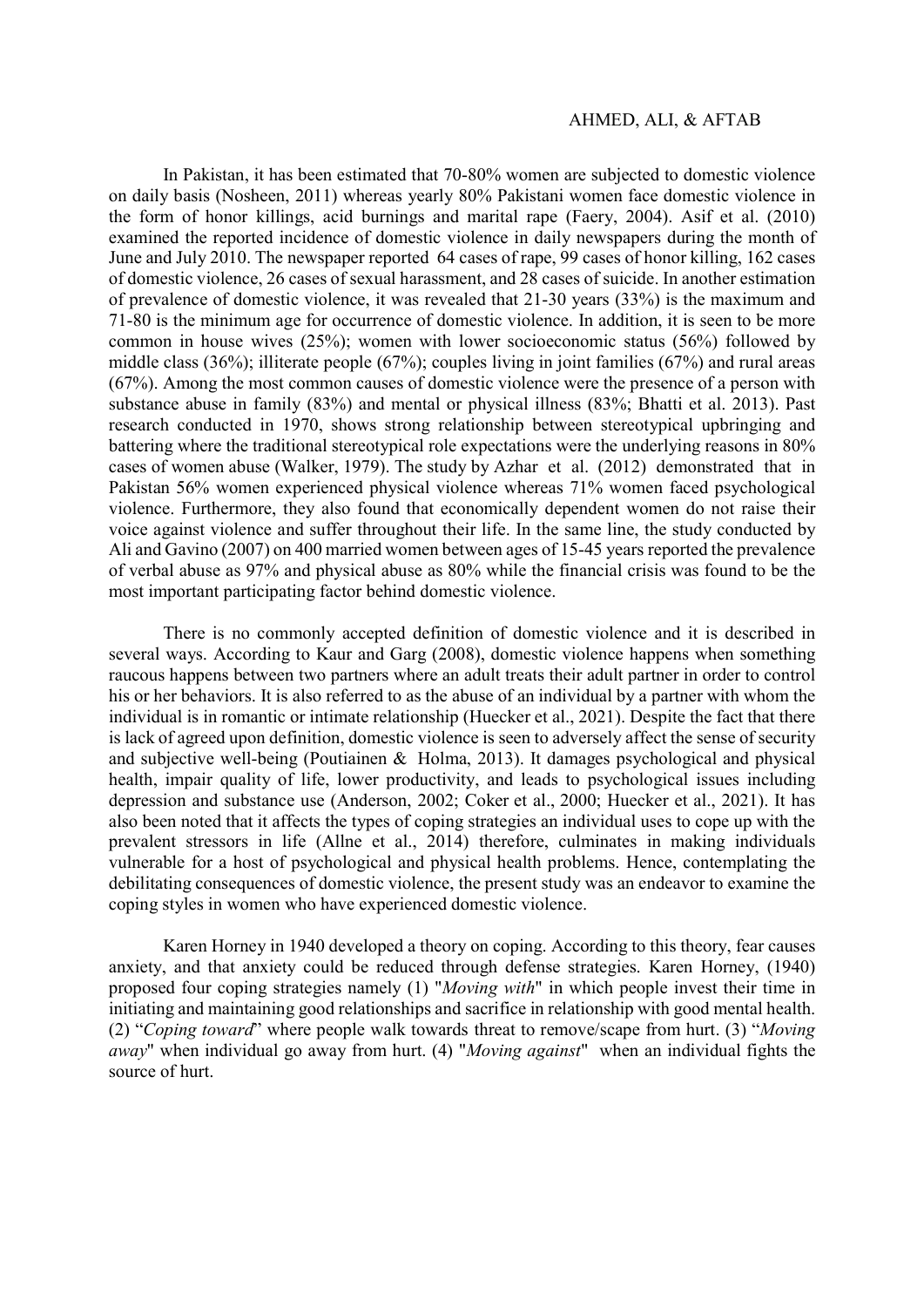In Pakistan, it has been estimated that 70-80% women are subjected to domestic violence on daily basis (Nosheen, 2011) whereas yearly 80% Pakistani women face domestic violence in the form of honor killings, acid burnings and marital rape (Faery, 2004). Asif et al. (2010) examined the reported incidence of domestic violence in daily newspapers during the month of June and July 2010. The newspaper reported 64 cases of rape, 99 cases of honor killing, 162 cases of domestic violence, 26 cases of sexual harassment, and 28 cases of suicide. In another estimation of prevalence of domestic violence, it was revealed that 21-30 years (33%) is the maximum and 71-80 is the minimum age for occurrence of domestic violence. In addition, it is seen to be more common in house wives (25%); women with lower socioeconomic status (56%) followed by middle class (36%); illiterate people (67%); couples living in joint families (67%) and rural areas (67%). Among the most common causes of domestic violence were the presence of a person with substance abuse in family (83%) and mental or physical illness (83%; Bhatti et al. 2013). Past research conducted in 1970, shows strong relationship between stereotypical upbringing and battering where the traditional stereotypical role expectations were the underlying reasons in 80% cases of women abuse (Walker, 1979). The study by Azhar et al. (2012) demonstrated that in Pakistan 56% women experienced physical violence whereas 71% women faced psychological violence. Furthermore, they also found that economically dependent women do not raise their voice against violence and suffer throughout their life. In the same line, the study conducted by Ali and Gavino (2007) on 400 married women between ages of 15-45 years reported the prevalence of verbal abuse as 97% and physical abuse as 80% while the financial crisis was found to be the most important participating factor behind domestic violence.

There is no commonly accepted definition of domestic violence and it is described in several ways. According to Kaur and Garg (2008), domestic violence happens when something raucous happens between two partners where an adult treats their adult partner in order to control his or her behaviors. It is also referred to as the abuse of an individual by a partner with whom the individual is in romantic or intimate relationship (Huecker et al., 2021). Despite the fact that there is lack of agreed upon definition, domestic violence is seen to adversely affect the sense of security and subjective well-being (Poutiainen & Holma, 2013). It damages psychological and physical health, impair quality of life, lower productivity, and leads to psychological issues including depression and substance use (Anderson, 2002; Coker et al., 2000; Huecker et al., 2021). It has also been noted that it affects the types of coping strategies an individual uses to cope up with the prevalent stressors in life (Allne et al., 2014) therefore, culminates in making individuals vulnerable for a host of psychological and physical health problems. Hence, contemplating the debilitating consequences of domestic violence, the present study was an endeavor to examine the coping styles in women who have experienced domestic violence.

Karen Horney in 1940 developed a theory on coping. According to this theory, fear causes anxiety, and that anxiety could be reduced through defense strategies. Karen Horney, (1940) proposed four coping strategies namely (1) "*Moving with*" in which people invest their time in initiating and maintaining good relationships and sacrifice in relationship with good mental health. (2) "*Coping toward*" where people walk towards threat to remove/scape from hurt. (3) "*Moving away*" when individual go away from hurt. (4) "*Moving against*" when an individual fights the source of hurt.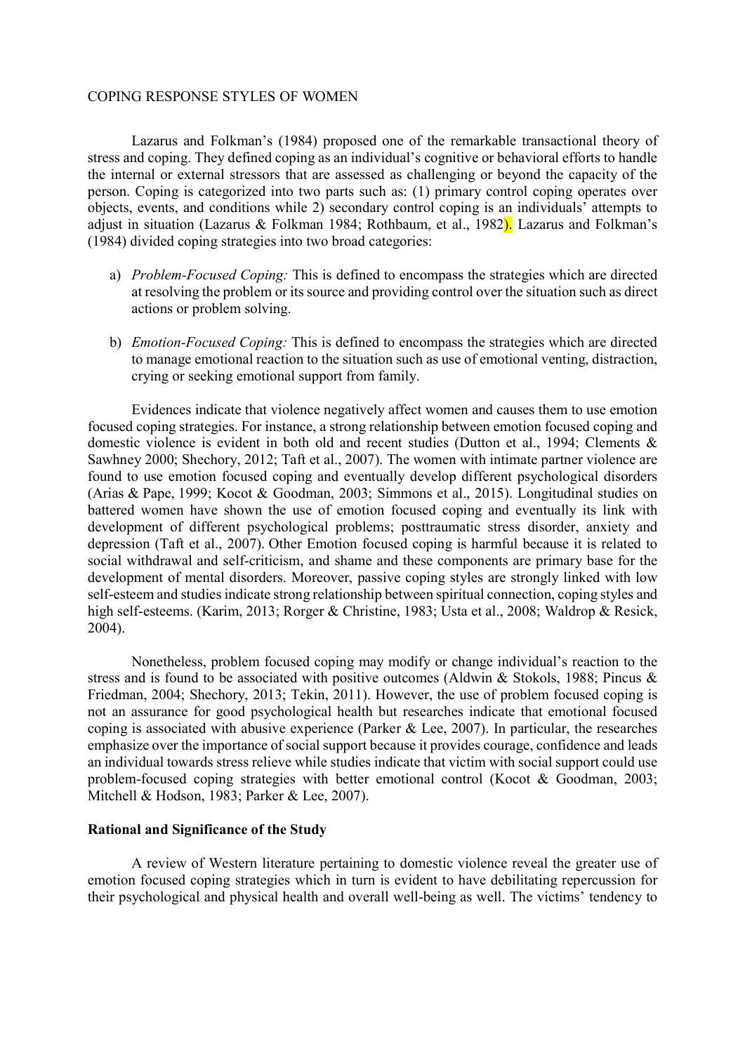COPING RESPONSE STYLES OF WOMEN

Lazarus and Folkman's (1984) proposed one of the remarkable transactional theory of stress and coping. They defined coping as an individual's cognitive or behavioral efforts to handle the internal or external stressors that are assessed as challenging or beyond the capacity of the person. Coping is categorized into two parts such as: (1) primary control coping operates over objects, events, and conditions while 2) secondary control coping is an individuals' attempts to adjust in situation (Lazarus & Folkman 1984; Rothbaum, et al., 1982). Lazarus and Folkman's (1984) divided coping strategies into two broad categories:

a) *Problem-Focused Coping:* This is defined to encompass the strategies which are directed at resolving the problem or its source and providing control over the situation such as direct actions or problem solving.

b) *Emotion-Focused Coping:* This is defined to encompass the strategies which are directed to manage emotional reaction to the situation such as use of emotional venting, distraction, crying or seeking emotional support from family.

Evidences indicate that violence negatively affect women and causes them to use emotion focused coping strategies. For instance, a strong relationship between emotion focused coping and domestic violence is evident in both old and recent studies (Dutton et al., 1994; Clements & Sawhney 2000; Shechory, 2012; Taft et al., 2007). The women with intimate partner violence are found to use emotion focused coping and eventually develop different psychological disorders (Arias & Pape, 1999; Kocot & Goodman, 2003; Simmons et al., 2015). Longitudinal studies on battered women have shown the use of emotion focused coping and eventually its link with development of different psychological problems; posttraumatic stress disorder, anxiety and depression (Taft et al., 2007). Other Emotion focused coping is harmful because it is related to social withdrawal and self-criticism, and shame and these components are primary base for the development of mental disorders. Moreover, passive coping styles are strongly linked with low self-esteem and studies indicate strong relationship between spiritual connection, coping styles and high self-esteems. (Karim, 2013; Rorger & Christine, 1983; Usta et al., 2008; Waldrop & Resick, 2004).

Nonetheless, problem focused coping may modify or change individual's reaction to the stress and is found to be associated with positive outcomes (Aldwin & Stokols, 1988; Pincus & Friedman, 2004; Shechory, 2013; Tekin, 2011). However, the use of problem focused coping is not an assurance for good psychological health but researches indicate that emotional focused coping is associated with abusive experience (Parker & Lee, 2007). In particular, the researches emphasize over the importance of social support because it provides courage, confidence and leads an individual towards stress relieve while studies indicate that victim with social support could use problem-focused coping strategies with better emotional control (Kocot & Goodman, 2003; Mitchell & Hodson, 1983; Parker & Lee, 2007).

**Rational and Significance of the Study**

A review of Western literature pertaining to domestic violence reveal the greater use of emotion focused coping strategies which in turn is evident to have debilitating repercussion for their psychological and physical health and overall well-being as well. The victims' tendency to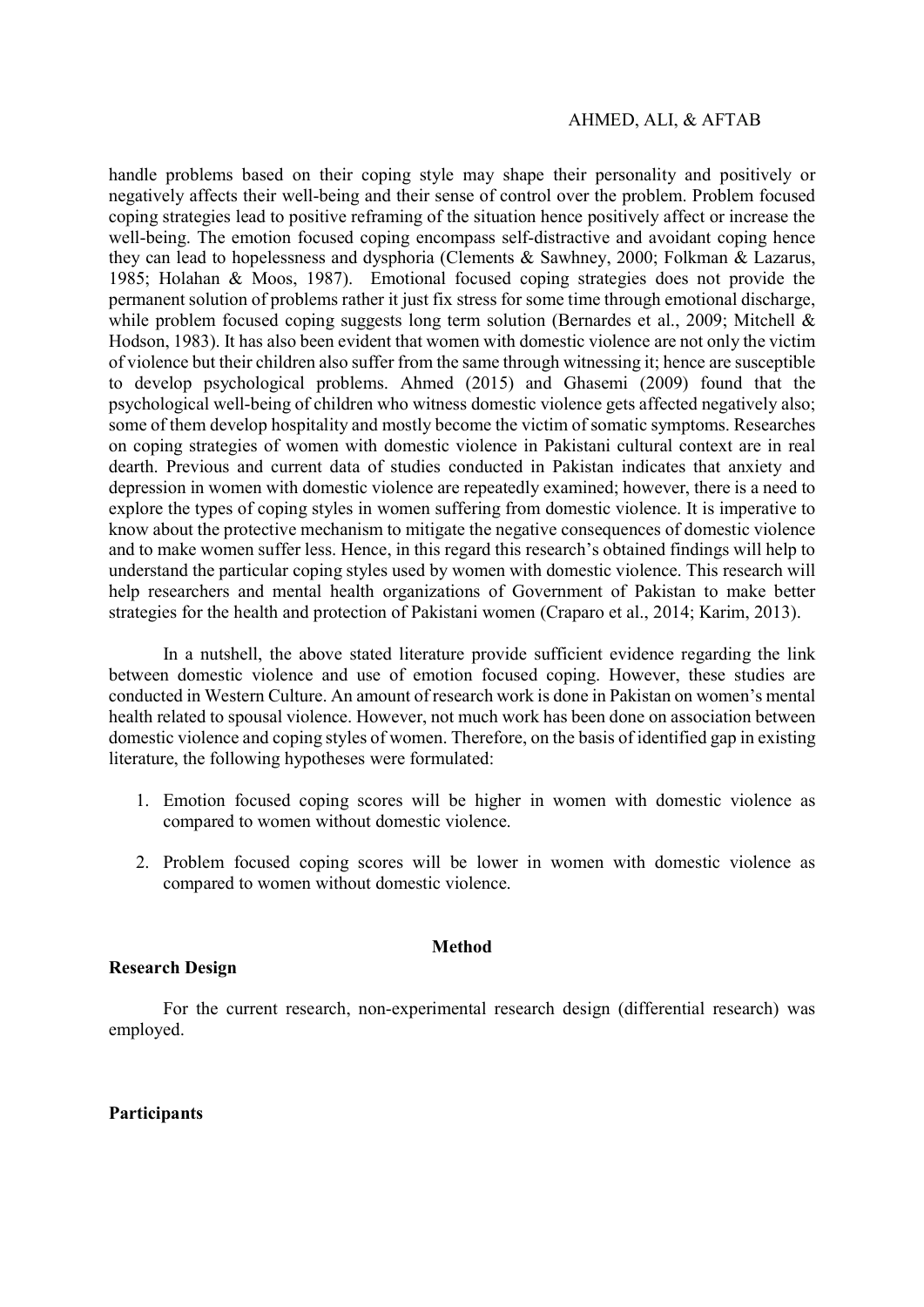handle problems based on their coping style may shape their personality and positively or negatively affects their well-being and their sense of control over the problem. Problem focused coping strategies lead to positive reframing of the situation hence positively affect or increase the well-being. The emotion focused coping encompass self-distractive and avoidant coping hence they can lead to hopelessness and dysphoria (Clements & Sawhney, 2000; Folkman & Lazarus, 1985; Holahan & Moos, 1987). Emotional focused coping strategies does not provide the permanent solution of problems rather it just fix stress for some time through emotional discharge, while problem focused coping suggests long term solution (Bernardes et al., 2009; Mitchell & Hodson, 1983). It has also been evident that women with domestic violence are not only the victim of violence but their children also suffer from the same through witnessing it; hence are susceptible to develop psychological problems. Ahmed (2015) and Ghasemi (2009) found that the psychological well-being of children who witness domestic violence gets affected negatively also; some of them develop hospitality and mostly become the victim of somatic symptoms. Researches on coping strategies of women with domestic violence in Pakistani cultural context are in real dearth. Previous and current data of studies conducted in Pakistan indicates that anxiety and depression in women with domestic violence are repeatedly examined; however, there is a need to explore the types of coping styles in women suffering from domestic violence. It is imperative to know about the protective mechanism to mitigate the negative consequences of domestic violence and to make women suffer less. Hence, in this regard this research's obtained findings will help to understand the particular coping styles used by women with domestic violence. This research will help researchers and mental health organizations of Government of Pakistan to make better strategies for the health and protection of Pakistani women (Craparo et al., 2014; Karim, 2013).

In a nutshell, the above stated literature provide sufficient evidence regarding the link between domestic violence and use of emotion focused coping. However, these studies are conducted in Western Culture. An amount of research work is done in Pakistan on women's mental health related to spousal violence. However, not much work has been done on association between domestic violence and coping styles of women. Therefore, on the basis of identified gap in existing literature, the following hypotheses were formulated:

1. Emotion focused coping scores will be higher in women with domestic violence as compared to women without domestic violence.
2. Problem focused coping scores will be lower in women with domestic violence as compared to women without domestic violence.

## Method

### Research Design

For the current research, non-experimental research design (differential research) was employed.

### Participants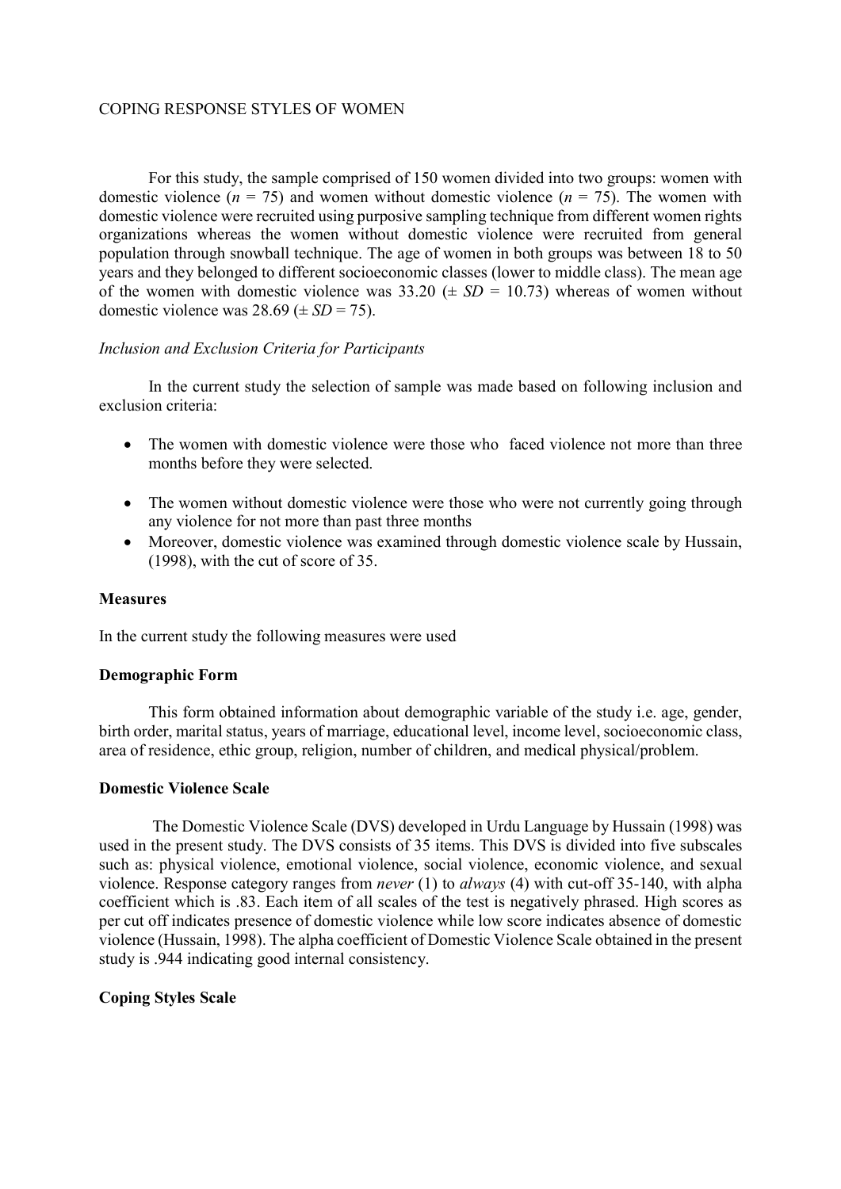For this study, the sample comprised of 150 women divided into two groups: women with domestic violence ($n$ = 75) and women without domestic violence ($n$ = 75). The women with domestic violence were recruited using purposive sampling technique from different women rights organizations whereas the women without domestic violence were recruited from general population through snowball technique. The age of women in both groups was between 18 to 50 years and they belonged to different socioeconomic classes (lower to middle class). The mean age of the women with domestic violence was 33.20 ($\pm$ $SD$ = 10.73) whereas of women without domestic violence was 28.69 ($\pm$ $SD$ = 75).

*Inclusion and Exclusion Criteria for Participants*

In the current study the selection of sample was made based on following inclusion and exclusion criteria:

- The women with domestic violence were those who faced violence not more than three months before they were selected.
- The women without domestic violence were those who were not currently going through any violence for not more than past three months
- Moreover, domestic violence was examined through domestic violence scale by Hussain, (1998), with the cut of score of 35.

**Measures**

In the current study the following measures were used

**Demographic Form**

This form obtained information about demographic variable of the study i.e. age, gender, birth order, marital status, years of marriage, educational level, income level, socioeconomic class, area of residence, ethic group, religion, number of children, and medical physical/problem.

**Domestic Violence Scale**

The Domestic Violence Scale (DVS) developed in Urdu Language by Hussain (1998) was used in the present study. The DVS consists of 35 items. This DVS is divided into five subscales such as: physical violence, emotional violence, social violence, economic violence, and sexual violence. Response category ranges from *never* (1) to *always* (4) with cut-off 35-140, with alpha coefficient which is .83. Each item of all scales of the test is negatively phrased. High scores as per cut off indicates presence of domestic violence while low score indicates absence of domestic violence (Hussain, 1998). The alpha coefficient of Domestic Violence Scale obtained in the present study is .944 indicating good internal consistency.

**Coping Styles Scale**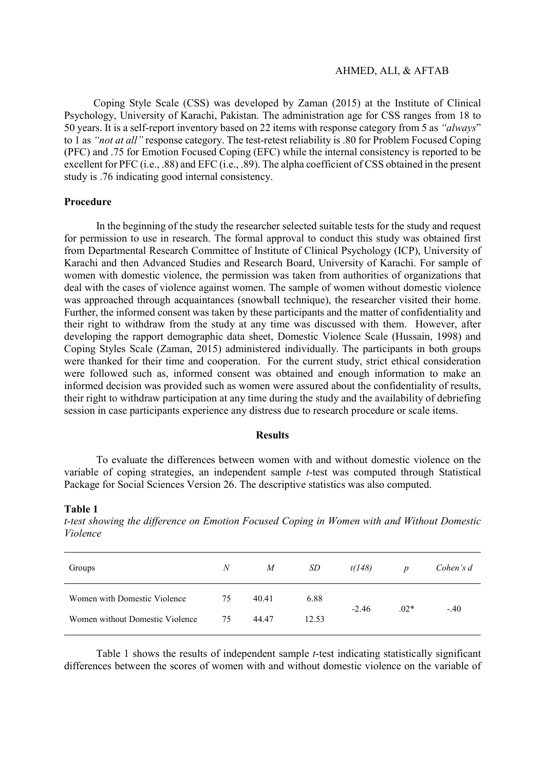Coping Style Scale (CSS) was developed by Zaman (2015) at the Institute of Clinical Psychology, University of Karachi, Pakistan. The administration age for CSS ranges from 18 to 50 years. It is a self-report inventory based on 22 items with response category from 5 as *"always"* to 1 as *"not at all"* response category. The test-retest reliability is .80 for Problem Focused Coping (PFC) and .75 for Emotion Focused Coping (EFC) while the internal consistency is reported to be excellent for PFC (i.e., .88) and EFC (i.e., .89). The alpha coefficient of CSS obtained in the present study is .76 indicating good internal consistency.

## Procedure

In the beginning of the study the researcher selected suitable tests for the study and request for permission to use in research. The formal approval to conduct this study was obtained first from Departmental Research Committee of Institute of Clinical Psychology (ICP), University of Karachi and then Advanced Studies and Research Board, University of Karachi. For sample of women with domestic violence, the permission was taken from authorities of organizations that deal with the cases of violence against women. The sample of women without domestic violence was approached through acquaintances (snowball technique), the researcher visited their home. Further, the informed consent was taken by these participants and the matter of confidentiality and their right to withdraw from the study at any time was discussed with them. However, after developing the rapport demographic data sheet, Domestic Violence Scale (Hussain, 1998) and Coping Styles Scale (Zaman, 2015) administered individually. The participants in both groups were thanked for their time and cooperation. For the current study, strict ethical consideration were followed such as, informed consent was obtained and enough information to make an informed decision was provided such as women were assured about the confidentiality of results, their right to withdraw participation at any time during the study and the availability of debriefing session in case participants experience any distress due to research procedure or scale items.

## Results

To evaluate the differences between women with and without domestic violence on the variable of coping strategies, an independent sample *t*-test was computed through Statistical Package for Social Sciences Version 26. The descriptive statistics was also computed.

**Table 1**

*t-test showing the difference on Emotion Focused Coping in Women with and Without Domestic Violence*

| Groups | *N* | *M* | *SD* | *t(148)* | *p* | *Cohen's d* |
|---|---|---|---|---|---|---|
| Women with Domestic Violence | 75 | 40.41 | 6.88 | -2.46 | .02* | -.40 |
| Women without Domestic Violence | 75 | 44.47 | 12.53 | | | |

Table 1 shows the results of independent sample *t*-test indicating statistically significant differences between the scores of women with and without domestic violence on the variable of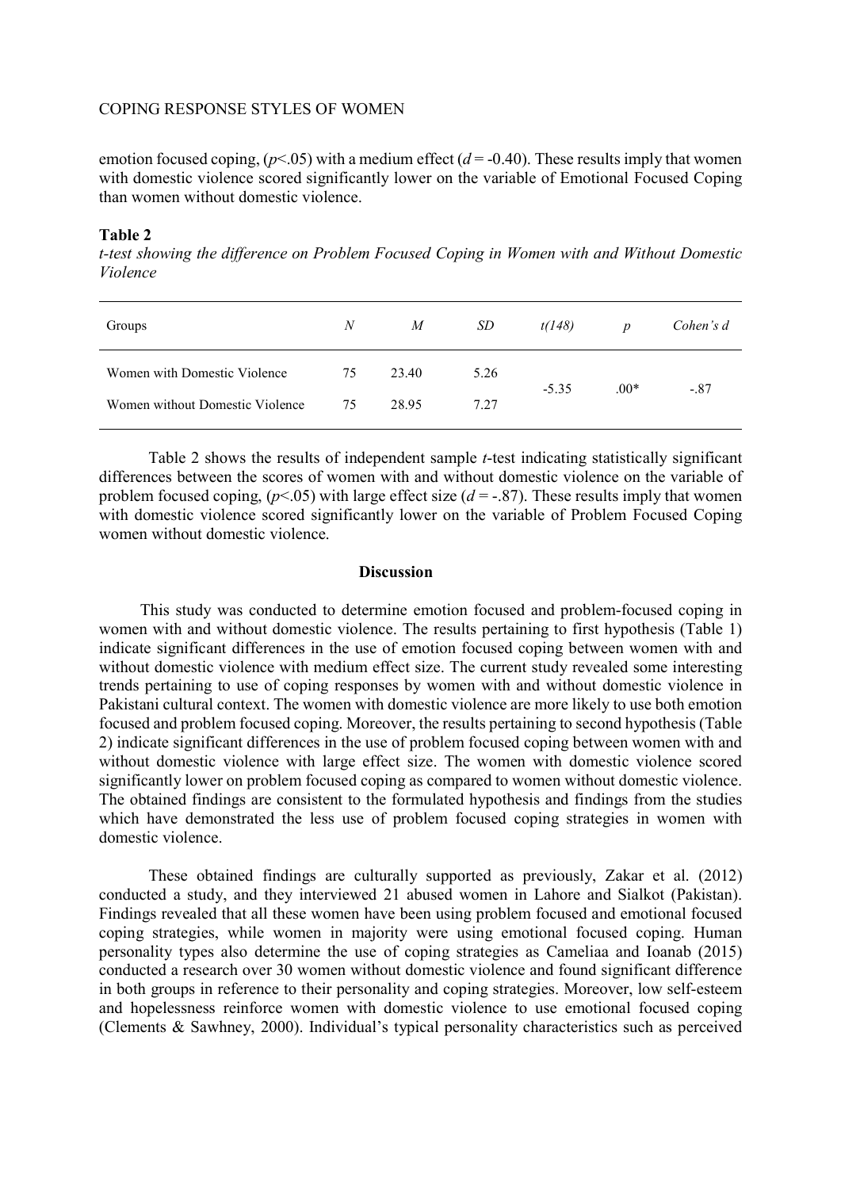emotion focused coping, ($p$<.05) with a medium effect ($d$ = -0.40). These results imply that women with domestic violence scored significantly lower on the variable of Emotional Focused Coping than women without domestic violence.

**Table 2**

*t-test showing the difference on Problem Focused Coping in Women with and Without Domestic Violence*

| Groups | $N$ | $M$ | $SD$ | $t(148)$ | $p$ | Cohen's $d$ |
|---|---|---|---|---|---|---|
| Women with Domestic Violence | 75 | 23.40 | 5.26 | -5.35 | .00* | -.87 |
| Women without Domestic Violence | 75 | 28.95 | 7.27 | | | |

Table 2 shows the results of independent sample $t$-test indicating statistically significant differences between the scores of women with and without domestic violence on the variable of problem focused coping, ($p$<.05) with large effect size ($d$ = -.87). These results imply that women with domestic violence scored significantly lower on the variable of Problem Focused Coping women without domestic violence.

## Discussion

This study was conducted to determine emotion focused and problem-focused coping in women with and without domestic violence. The results pertaining to first hypothesis (Table 1) indicate significant differences in the use of emotion focused coping between women with and without domestic violence with medium effect size. The current study revealed some interesting trends pertaining to use of coping responses by women with and without domestic violence in Pakistani cultural context. The women with domestic violence are more likely to use both emotion focused and problem focused coping. Moreover, the results pertaining to second hypothesis (Table 2) indicate significant differences in the use of problem focused coping between women with and without domestic violence with large effect size. The women with domestic violence scored significantly lower on problem focused coping as compared to women without domestic violence. The obtained findings are consistent to the formulated hypothesis and findings from the studies which have demonstrated the less use of problem focused coping strategies in women with domestic violence.

These obtained findings are culturally supported as previously, Zakar et al. (2012) conducted a study, and they interviewed 21 abused women in Lahore and Sialkot (Pakistan). Findings revealed that all these women have been using problem focused and emotional focused coping strategies, while women in majority were using emotional focused coping. Human personality types also determine the use of coping strategies as Cameliaa and Ioanab (2015) conducted a research over 30 women without domestic violence and found significant difference in both groups in reference to their personality and coping strategies. Moreover, low self-esteem and hopelessness reinforce women with domestic violence to use emotional focused coping (Clements & Sawhney, 2000). Individual's typical personality characteristics such as perceived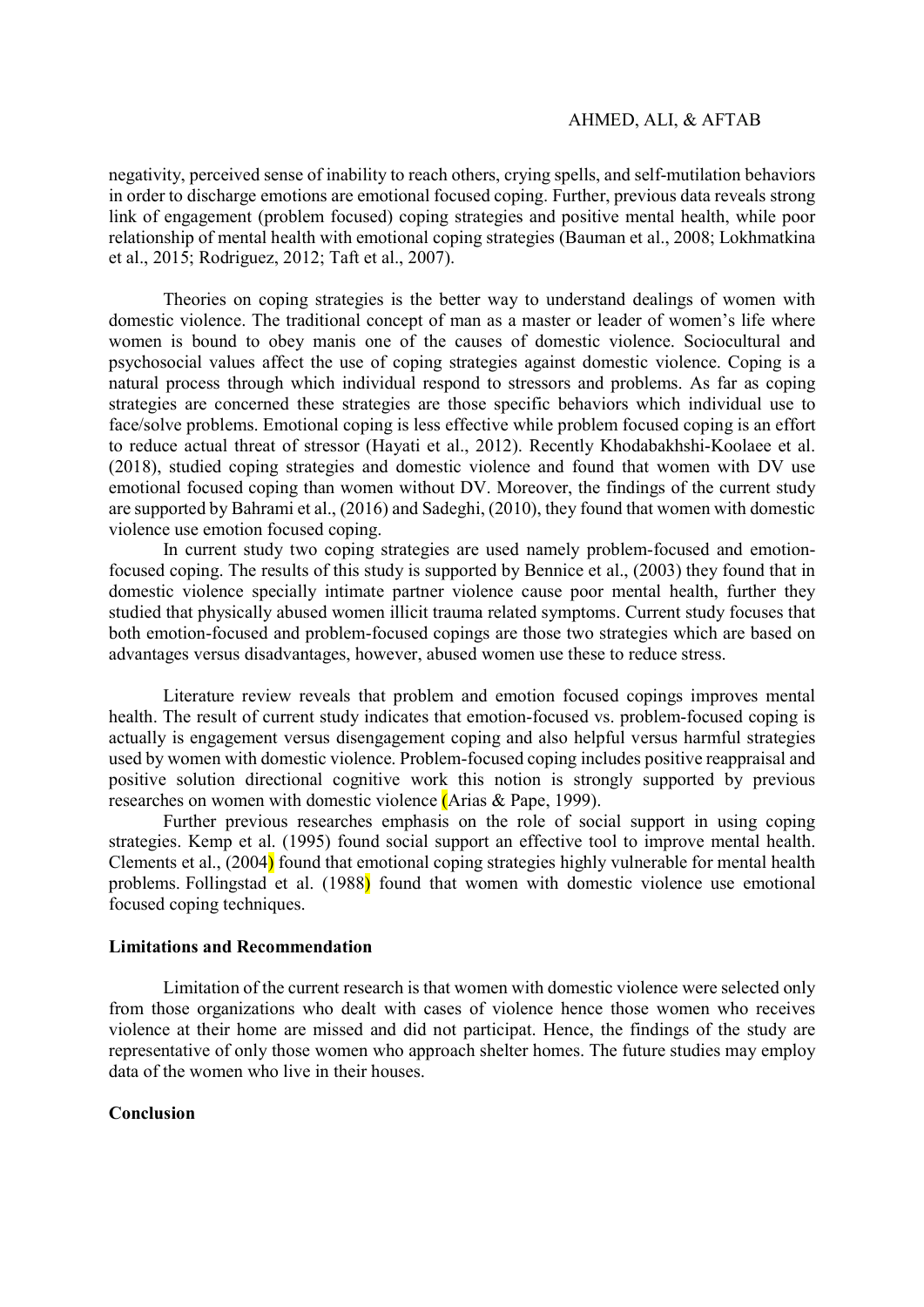negativity, perceived sense of inability to reach others, crying spells, and self-mutilation behaviors in order to discharge emotions are emotional focused coping. Further, previous data reveals strong link of engagement (problem focused) coping strategies and positive mental health, while poor relationship of mental health with emotional coping strategies (Bauman et al., 2008; Lokhmatkina et al., 2015; Rodriguez, 2012; Taft et al., 2007).

Theories on coping strategies is the better way to understand dealings of women with domestic violence. The traditional concept of man as a master or leader of women's life where women is bound to obey manis one of the causes of domestic violence. Sociocultural and psychosocial values affect the use of coping strategies against domestic violence. Coping is a natural process through which individual respond to stressors and problems. As far as coping strategies are concerned these strategies are those specific behaviors which individual use to face/solve problems. Emotional coping is less effective while problem focused coping is an effort to reduce actual threat of stressor (Hayati et al., 2012). Recently Khodabakhshi-Koolaee et al. (2018), studied coping strategies and domestic violence and found that women with DV use emotional focused coping than women without DV. Moreover, the findings of the current study are supported by Bahrami et al., (2016) and Sadeghi, (2010), they found that women with domestic violence use emotion focused coping.

In current study two coping strategies are used namely problem-focused and emotion-focused coping. The results of this study is supported by Bennice et al., (2003) they found that in domestic violence specially intimate partner violence cause poor mental health, further they studied that physically abused women illicit trauma related symptoms. Current study focuses that both emotion-focused and problem-focused copings are those two strategies which are based on advantages versus disadvantages, however, abused women use these to reduce stress.

Literature review reveals that problem and emotion focused copings improves mental health. The result of current study indicates that emotion-focused vs. problem-focused coping is actually is engagement versus disengagement coping and also helpful versus harmful strategies used by women with domestic violence. Problem-focused coping includes positive reappraisal and positive solution directional cognitive work this notion is strongly supported by previous researches on women with domestic violence (Arias & Pape, 1999).

Further previous researches emphasis on the role of social support in using coping strategies. Kemp et al. (1995) found social support an effective tool to improve mental health. Clements et al., (2004) found that emotional coping strategies highly vulnerable for mental health problems. Follingstad et al. (1988) found that women with domestic violence use emotional focused coping techniques.

**Limitations and Recommendation**

Limitation of the current research is that women with domestic violence were selected only from those organizations who dealt with cases of violence hence those women who receives violence at their home are missed and did not participat. Hence, the findings of the study are representative of only those women who approach shelter homes. The future studies may employ data of the women who live in their houses.

**Conclusion**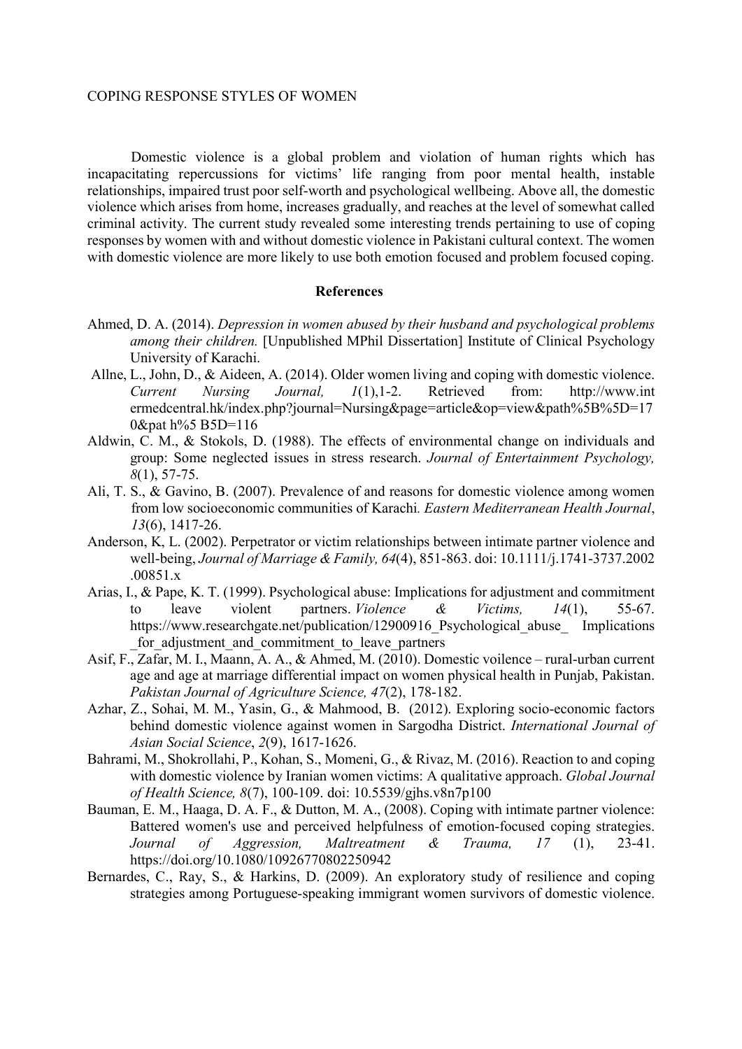Domestic violence is a global problem and violation of human rights which has incapacitating repercussions for victims' life ranging from poor mental health, instable relationships, impaired trust poor self-worth and psychological wellbeing. Above all, the domestic violence which arises from home, increases gradually, and reaches at the level of somewhat called criminal activity. The current study revealed some interesting trends pertaining to use of coping responses by women with and without domestic violence in Pakistani cultural context. The women with domestic violence are more likely to use both emotion focused and problem focused coping.

## References

Ahmed, D. A. (2014). *Depression in women abused by their husband and psychological problems among their children.* [Unpublished MPhil Dissertation] Institute of Clinical Psychology University of Karachi.

Allne, L., John, D., & Aideen, A. (2014). Older women living and coping with domestic violence. *Current Nursing Journal, 1*(1),1-2. Retrieved from: http://www.int ermedcentral.hk/index.php?journal=Nursing&page=article&op=view&path%5B%5D=17 0&pat h%5 B5D=116

Aldwin, C. M., & Stokols, D. (1988). The effects of environmental change on individuals and group: Some neglected issues in stress research. *Journal of Entertainment Psychology, 8*(1), 57-75.

Ali, T. S., & Gavino, B. (2007). Prevalence of and reasons for domestic violence among women from low socioeconomic communities of Karachi*. Eastern Mediterranean Health Journal*, *13*(6), 1417-26.

Anderson, K, L. (2002). Perpetrator or victim relationships between intimate partner violence and well-being, *Journal of Marriage & Family, 64*(4), 851-863. doi: 10.1111/j.1741-3737.2002 .00851.x

Arias, I., & Pape, K. T. (1999). Psychological abuse: Implications for adjustment and commitment to leave violent partners. *Violence & Victims, 14*(1), 55-67. https://www.researchgate.net/publication/12900916_Psychological_abuse_ Implications _for_adjustment_and_commitment_to_leave_partners

Asif, F., Zafar, M. I., Maann, A. A., & Ahmed, M. (2010). Domestic voilence – rural-urban current age and age at marriage differential impact on women physical health in Punjab, Pakistan. *Pakistan Journal of Agriculture Science, 47*(2), 178-182.

Azhar, Z., Sohai, M. M., Yasin, G., & Mahmood, B. (2012). Exploring socio-economic factors behind domestic violence against women in Sargodha District. *International Journal of Asian Social Science*, *2*(9), 1617-1626.

Bahrami, M., Shokrollahi, P., Kohan, S., Momeni, G., & Rivaz, M. (2016). Reaction to and coping with domestic violence by Iranian women victims: A qualitative approach. *Global Journal of Health Science, 8*(7), 100-109. doi: 10.5539/gjhs.v8n7p100

Bauman, E. M., Haaga, D. A. F., & Dutton, M. A., (2008). Coping with intimate partner violence: Battered women's use and perceived helpfulness of emotion-focused coping strategies. *Journal of Aggression, Maltreatment & Trauma, 17* (1), 23-41. https://doi.org/10.1080/10926770802250942

Bernardes, C., Ray, S., & Harkins, D. (2009). An exploratory study of resilience and coping strategies among Portuguese-speaking immigrant women survivors of domestic violence.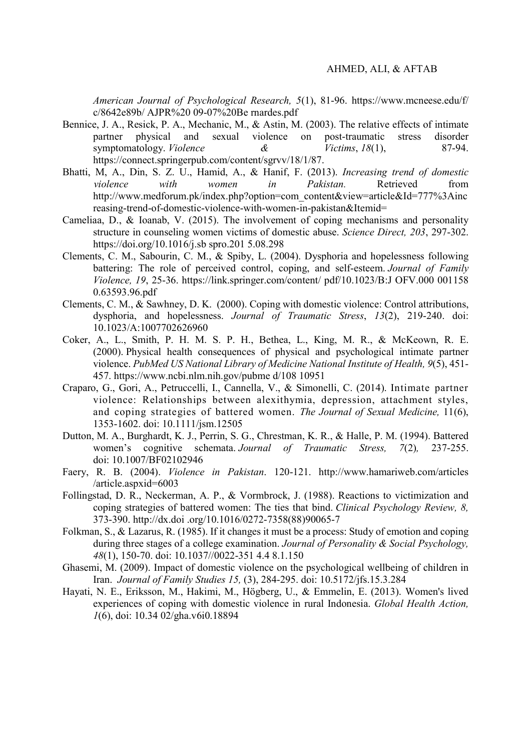*American Journal of Psychological Research, 5*(1), 81-96. https://www.mcneese.edu/f/c/8642e89b/ AJPR%20 09-07%20Be rnardes.pdf

Bennice, J. A., Resick, P. A., Mechanic, M., & Astin, M. (2003). The relative effects of intimate partner physical and sexual violence on post-traumatic stress disorder symptomatology. *Violence & Victims*, *18*(1), 87-94. https://connect.springerpub.com/content/sgrvv/18/1/87.

Bhatti, M, A., Din, S. Z. U., Hamid, A., & Hanif, F. (2013). *Increasing trend of domestic violence with women in Pakistan.* Retrieved from http://www.medforum.pk/index.php?option=com_content&view=article&Id=777%3Aincreasing-trend-of-domestic-violence-with-women-in-pakistan&Itemid=

Cameliaa, D., & Ioanab, V. (2015). The involvement of coping mechanisms and personality structure in counseling women victims of domestic abuse. *Science Direct, 203*, 297-302. https://doi.org/10.1016/j.sb spro.201 5.08.298

Clements, C. M., Sabourin, C. M., & Spiby, L. (2004). Dysphoria and hopelessness following battering: The role of perceived control, coping, and self-esteem. *Journal of Family Violence, 19*, 25-36. https://link.springer.com/content/ pdf/10.1023/B:J OFV.000 001158 0.63593.96.pdf

Clements, C. M., & Sawhney, D. K. (2000). Coping with domestic violence: Control attributions, dysphoria, and hopelessness. *Journal of Traumatic Stress*, *13*(2), 219-240. doi: 10.1023/A:1007702626960

Coker, A., L., Smith, P. H. M. S. P. H., Bethea, L., King, M. R., & McKeown, R. E. (2000). Physical health consequences of physical and psychological intimate partner violence. *PubMed US National Library of Medicine National Institute of Health, 9*(5), 451-457. https://www.ncbi.nlm.nih.gov/pubme d/108 10951

Craparo, G., Gori, A., Petruccelli, I., Cannella, V., & Simonelli, C. (2014). Intimate partner violence: Relationships between alexithymia, depression, attachment styles, and coping strategies of battered women. *The Journal of Sexual Medicine,* 11(6), 1353-1602. doi: 10.1111/jsm.12505

Dutton, M. A., Burghardt, K. J., Perrin, S. G., Chrestman, K. R., & Halle, P. M. (1994). Battered women's cognitive schemata. *Journal of Traumatic Stress, 7*(2)*,* 237-255. doi: 10.1007/BF02102946

Faery, R. B. (2004). *Violence in Pakistan*. 120-121. http://www.hamariweb.com/articles /article.aspxid=6003

Follingstad, D. R., Neckerman, A. P., & Vormbrock, J. (1988). Reactions to victimization and coping strategies of battered women: The ties that bind. *Clinical Psychology Review, 8,* 373-390. http://dx.doi .org/10.1016/0272-7358(88)90065-7

Folkman, S., & Lazarus, R. (1985). If it changes it must be a process: Study of emotion and coping during three stages of a college examination. *Journal of Personality & Social Psychology, 48*(1), 150-70. doi: 10.1037//0022-351 4.4 8.1.150

Ghasemi, M. (2009). Impact of domestic violence on the psychological wellbeing of children in Iran. *Journal of Family Studies 15,* (3), 284-295. doi: 10.5172/jfs.15.3.284

Hayati, N. E., Eriksson, M., Hakimi, M., Högberg, U., & Emmelin, E. (2013). Women's lived experiences of coping with domestic violence in rural Indonesia. *Global Health Action, 1*(6), doi: 10.34 02/gha.v6i0.18894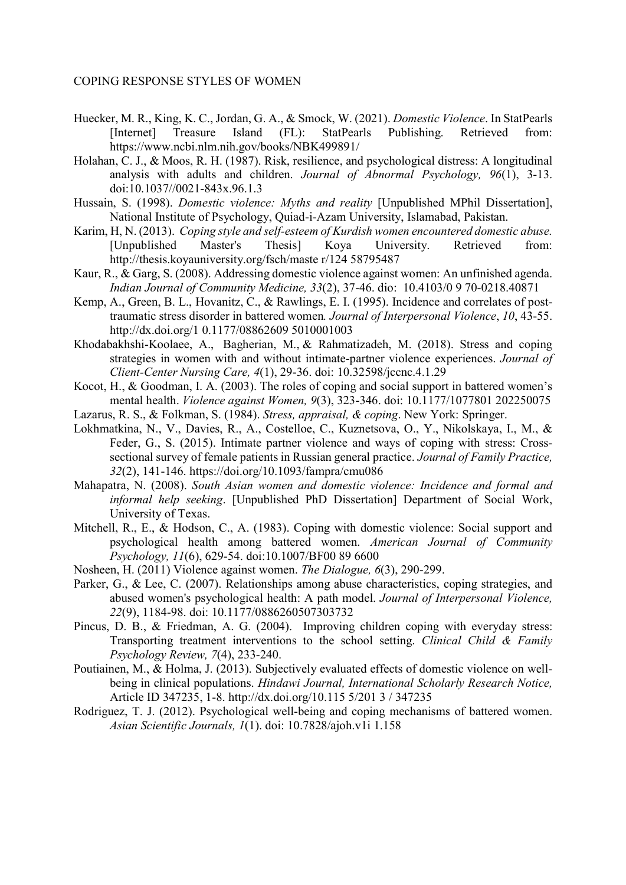Huecker, M. R., King, K. C., Jordan, G. A., & Smock, W. (2021). *Domestic Violence*. In StatPearls [Internet] Treasure Island (FL): StatPearls Publishing. Retrieved from: https://www.ncbi.nlm.nih.gov/books/NBK499891/

Holahan, C. J., & Moos, R. H. (1987). Risk, resilience, and psychological distress: A longitudinal analysis with adults and children. *Journal of Abnormal Psychology, 96*(1), 3-13. doi:10.1037//0021-843x.96.1.3

Hussain, S. (1998). *Domestic violence: Myths and reality* [Unpublished MPhil Dissertation], National Institute of Psychology, Quiad-i-Azam University, Islamabad, Pakistan.

Karim, H, N. (2013). *Coping style and self-esteem of Kurdish women encountered domestic abuse.* [Unpublished Master's Thesis] Koya University. Retrieved from: http://thesis.koyauniversity.org/fsch/maste r/124 58795487

Kaur, R., & Garg, S. (2008). Addressing domestic violence against women: An unfinished agenda. *Indian Journal of Community Medicine, 33*(2), 37-46. dio: 10.4103/0 9 70-0218.40871

Kemp, A., Green, B. L., Hovanitz, C., & Rawlings, E. I. (1995). Incidence and correlates of post-traumatic stress disorder in battered women*. Journal of Interpersonal Violence*, *10*, 43-55. http://dx.doi.org/1 0.1177/08862609 5010001003

Khodabakhshi-Koolaee, A., Bagherian, M., & Rahmatizadeh, M. (2018). Stress and coping strategies in women with and without intimate-partner violence experiences. *Journal of Client-Center Nursing Care, 4*(1), 29-36. doi: 10.32598/jccnc.4.1.29

Kocot, H., & Goodman, I. A. (2003). The roles of coping and social support in battered women's mental health. *Violence against Women, 9*(3), 323-346. doi: 10.1177/1077801 202250075

Lazarus, R. S., & Folkman, S. (1984). *Stress, appraisal, & coping*. New York: Springer.

Lokhmatkina, N., V., Davies, R., A., Costelloe, C., Kuznetsova, O., Y., Nikolskaya, I., M., & Feder, G., S. (2015). Intimate partner violence and ways of coping with stress: Cross-sectional survey of female patients in Russian general practice. *Journal of Family Practice, 32*(2), 141-146. https://doi.org/10.1093/fampra/cmu086

Mahapatra, N. (2008). *South Asian women and domestic violence: Incidence and formal and informal help seeking*. [Unpublished PhD Dissertation] Department of Social Work, University of Texas.

Mitchell, R., E., & Hodson, C., A. (1983). Coping with domestic violence: Social support and psychological health among battered women. *American Journal of Community Psychology, 11*(6), 629-54. doi:10.1007/BF00 89 6600

Nosheen, H. (2011) Violence against women. *The Dialogue, 6*(3), 290-299.

Parker, G., & Lee, C. (2007). Relationships among abuse characteristics, coping strategies, and abused women's psychological health: A path model. *Journal of Interpersonal Violence, 22*(9), 1184-98. doi: 10.1177/0886260507303732

Pincus, D. B., & Friedman, A. G. (2004). Improving children coping with everyday stress: Transporting treatment interventions to the school setting. *Clinical Child & Family Psychology Review, 7*(4), 233-240.

Poutiainen, M., & Holma, J. (2013). Subjectively evaluated effects of domestic violence on well-being in clinical populations. *Hindawi Journal, International Scholarly Research Notice,* Article ID 347235, 1-8. http://dx.doi.org/10.115 5/201 3 / 347235

Rodriguez, T. J. (2012). Psychological well-being and coping mechanisms of battered women. *Asian Scientific Journals, 1*(1). doi: 10.7828/ajoh.v1i 1.158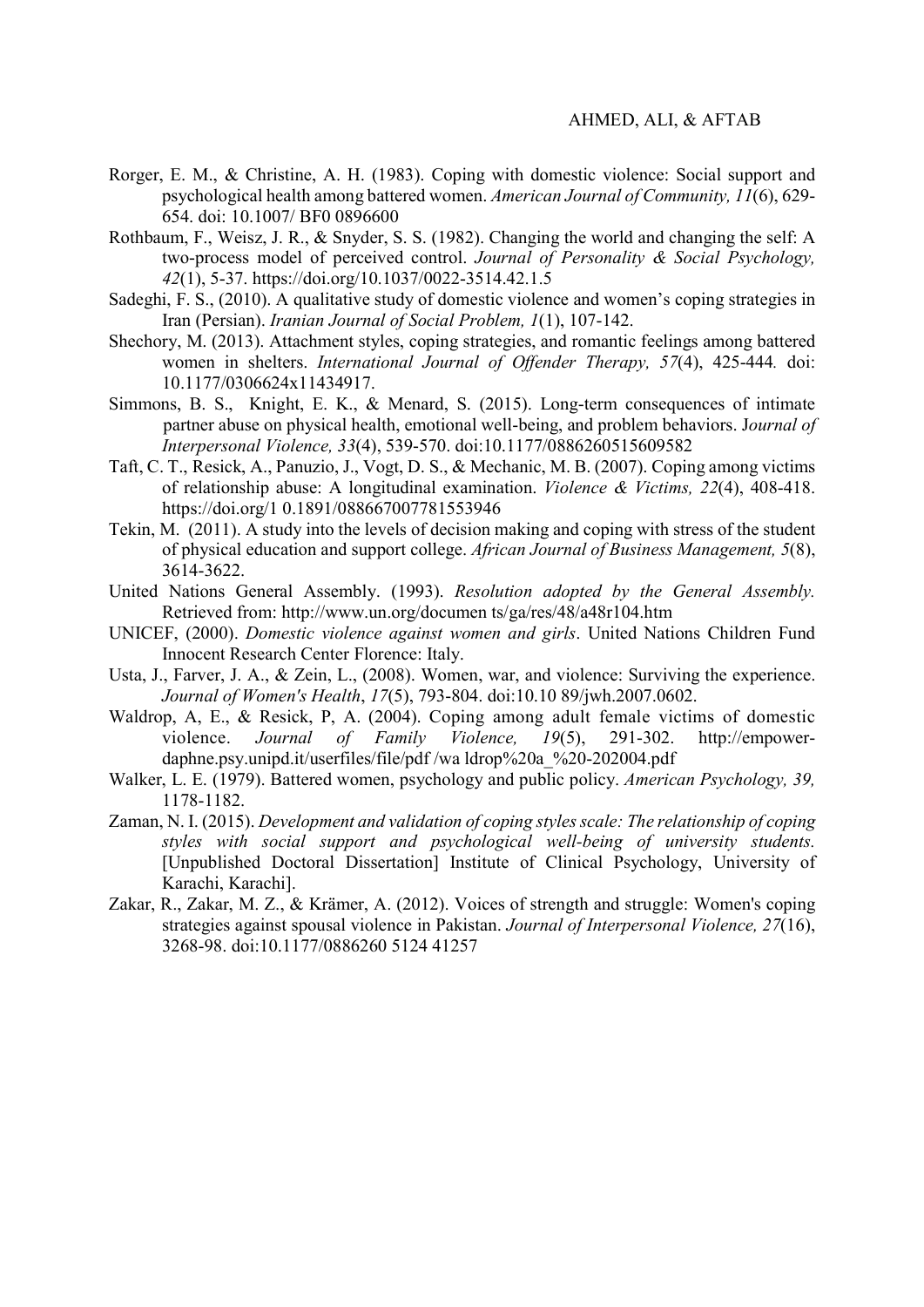Rorger, E. M., & Christine, A. H. (1983). Coping with domestic violence: Social support and psychological health among battered women. *American Journal of Community, 11*(6), 629-654. doi: 10.1007/ BF0 0896600

Rothbaum, F., Weisz, J. R., & Snyder, S. S. (1982). Changing the world and changing the self: A two-process model of perceived control. *Journal of Personality & Social Psychology, 42*(1), 5-37. https://doi.org/10.1037/0022-3514.42.1.5

Sadeghi, F. S., (2010). A qualitative study of domestic violence and women's coping strategies in Iran (Persian). *Iranian Journal of Social Problem, 1*(1), 107-142.

Shechory, M. (2013). Attachment styles, coping strategies, and romantic feelings among battered women in shelters. *International Journal of Offender Therapy, 57*(4), 425-444. doi: 10.1177/0306624x11434917.

Simmons, B. S., Knight, E. K., & Menard, S. (2015). Long-term consequences of intimate partner abuse on physical health, emotional well-being, and problem behaviors. *Journal of Interpersonal Violence, 33*(4), 539-570. doi:10.1177/0886260515609582

Taft, C. T., Resick, A., Panuzio, J., Vogt, D. S., & Mechanic, M. B. (2007). Coping among victims of relationship abuse: A longitudinal examination. *Violence & Victims, 22*(4), 408-418. https://doi.org/1 0.1891/088667007781553946

Tekin, M. (2011). A study into the levels of decision making and coping with stress of the student of physical education and support college. *African Journal of Business Management, 5*(8), 3614-3622.

United Nations General Assembly. (1993). *Resolution adopted by the General Assembly.* Retrieved from: http://www.un.org/documen ts/ga/res/48/a48r104.htm

UNICEF, (2000). *Domestic violence against women and girls*. United Nations Children Fund Innocent Research Center Florence: Italy.

Usta, J., Farver, J. A., & Zein, L., (2008). Women, war, and violence: Surviving the experience. *Journal of Women's Health*, *17*(5), 793-804. doi:10.10 89/jwh.2007.0602.

Waldrop, A, E., & Resick, P, A. (2004). Coping among adult female victims of domestic violence. *Journal of Family Violence, 19*(5), 291-302. http://empower-daphne.psy.unipd.it/userfiles/file/pdf /wa ldrop%20a_%20-202004.pdf

Walker, L. E. (1979). Battered women, psychology and public policy. *American Psychology, 39,* 1178-1182.

Zaman, N. I. (2015). *Development and validation of coping styles scale: The relationship of coping styles with social support and psychological well-being of university students.* [Unpublished Doctoral Dissertation] Institute of Clinical Psychology, University of Karachi, Karachi].

Zakar, R., Zakar, M. Z., & Krämer, A. (2012). Voices of strength and struggle: Women's coping strategies against spousal violence in Pakistan. *Journal of Interpersonal Violence, 27*(16), 3268-98. doi:10.1177/0886260 5124 41257